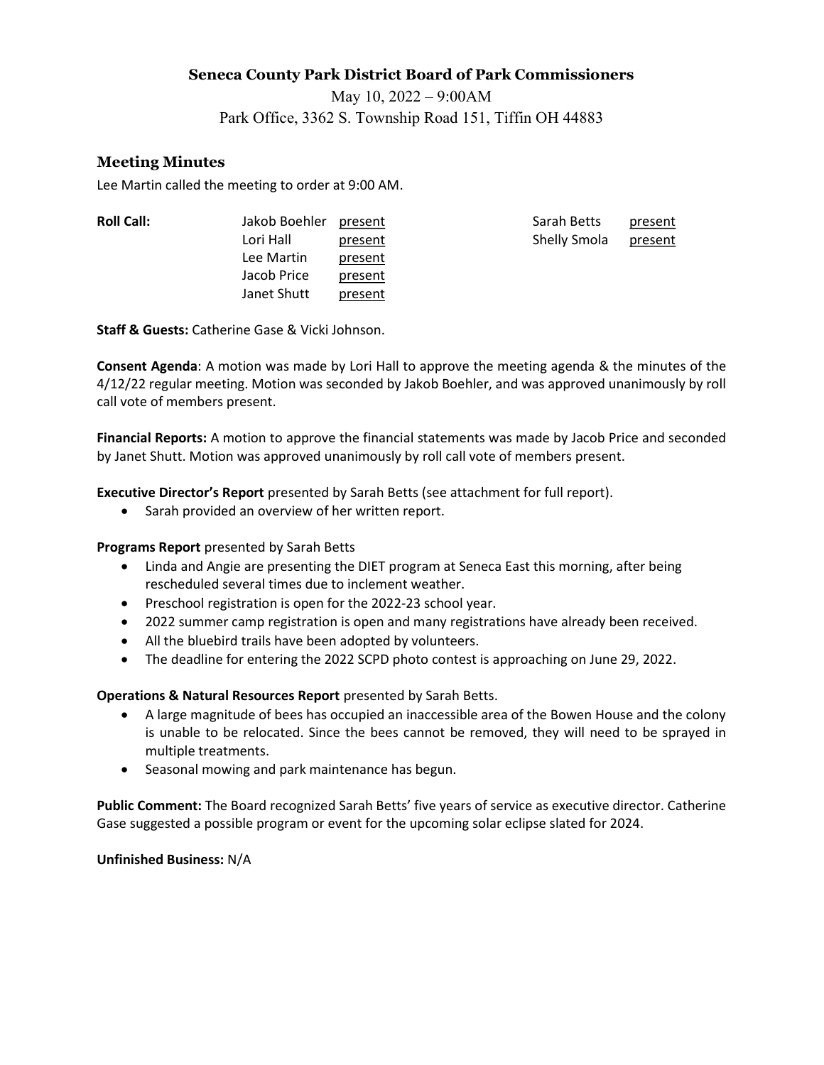# Seneca County Park District Board of Park Commissioners

May 10, 2022 – 9:00AM

Park Office, 3362 S. Township Road 151, Tiffin OH 44883

## Meeting Minutes

Lee Martin called the meeting to order at 9:00 AM.

| **Roll Call:** | | | | |
|---|---|---|---|---|
| Jakob Boehler | present | | Sarah Betts | present |
| Lori Hall | present | | Shelly Smola | present |
| Lee Martin | present | | | |
| Jacob Price | present | | | |
| Janet Shutt | present | | | |

**Staff & Guests:** Catherine Gase & Vicki Johnson.

**Consent Agenda**: A motion was made by Lori Hall to approve the meeting agenda & the minutes of the 4/12/22 regular meeting. Motion was seconded by Jakob Boehler, and was approved unanimously by roll call vote of members present.

**Financial Reports:** A motion to approve the financial statements was made by Jacob Price and seconded by Janet Shutt. Motion was approved unanimously by roll call vote of members present.

**Executive Director's Report** presented by Sarah Betts (see attachment for full report).

- Sarah provided an overview of her written report.

**Programs Report** presented by Sarah Betts

- Linda and Angie are presenting the DIET program at Seneca East this morning, after being rescheduled several times due to inclement weather.
- Preschool registration is open for the 2022-23 school year.
- 2022 summer camp registration is open and many registrations have already been received.
- All the bluebird trails have been adopted by volunteers.
- The deadline for entering the 2022 SCPD photo contest is approaching on June 29, 2022.

**Operations & Natural Resources Report** presented by Sarah Betts.

- A large magnitude of bees has occupied an inaccessible area of the Bowen House and the colony is unable to be relocated. Since the bees cannot be removed, they will need to be sprayed in multiple treatments.
- Seasonal mowing and park maintenance has begun.

**Public Comment:** The Board recognized Sarah Betts' five years of service as executive director. Catherine Gase suggested a possible program or event for the upcoming solar eclipse slated for 2024.

**Unfinished Business:** N/A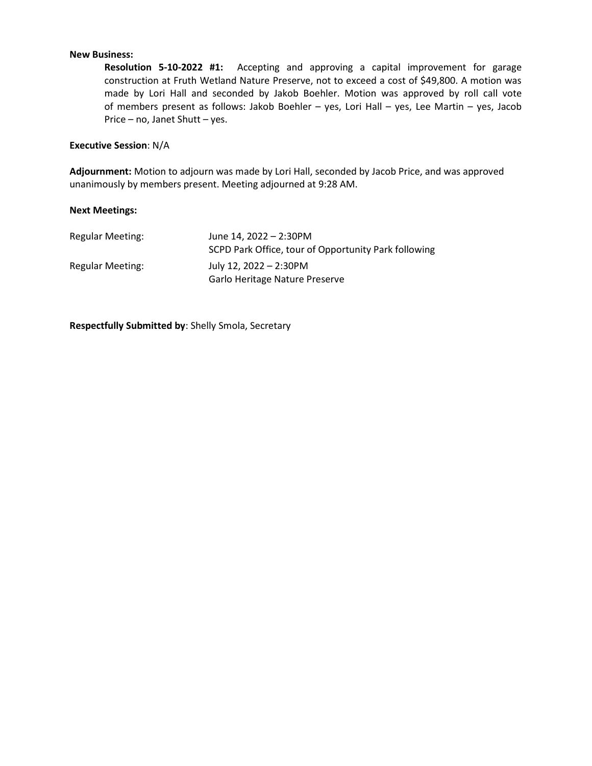**New Business:**

**Resolution 5-10-2022 #1:** Accepting and approving a capital improvement for garage construction at Fruth Wetland Nature Preserve, not to exceed a cost of $49,800. A motion was made by Lori Hall and seconded by Jakob Boehler. Motion was approved by roll call vote of members present as follows: Jakob Boehler – yes, Lori Hall – yes, Lee Martin – yes, Jacob Price – no, Janet Shutt – yes.

**Executive Session**: N/A

**Adjournment:** Motion to adjourn was made by Lori Hall, seconded by Jacob Price, and was approved unanimously by members present. Meeting adjourned at 9:28 AM.

**Next Meetings:**

| | |
|---|---|
| Regular Meeting: | June 14, 2022 – 2:30PM<br>SCPD Park Office, tour of Opportunity Park following |
| Regular Meeting: | July 12, 2022 – 2:30PM<br>Garlo Heritage Nature Preserve |

**Respectfully Submitted by**: Shelly Smola, Secretary